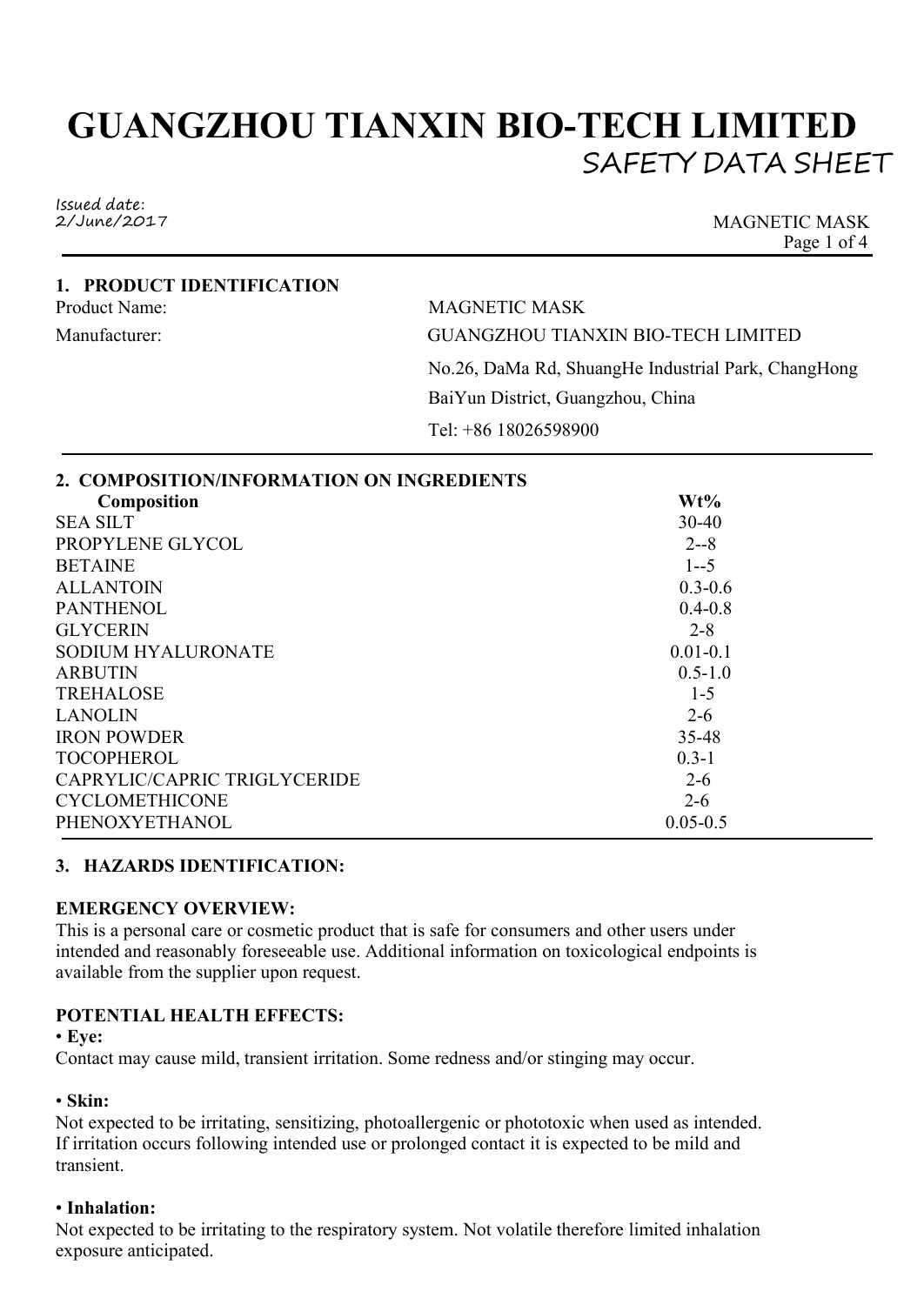# GUANGZHOU TIANXIN BIO-TECH LIMITED

## SAFETY DATA SHEET

Issued date:
2/June/2017

MAGNETIC MASK

### 1. PRODUCT IDENTIFICATION

| | |
|---|---|
| Product Name: | MAGNETIC MASK |
| Manufacturer: | GUANGZHOU TIANXIN BIO-TECH LIMITED |
| | No.26, DaMa Rd, ShuangHe Industrial Park, ChangHong |
| | BaiYun District, Guangzhou, China |
| | Tel: +86 18026598900 |

### 2. COMPOSITION/INFORMATION ON INGREDIENTS

| Composition | Wt% |
|---|---|
| SEA SILT | 30-40 |
| PROPYLENE GLYCOL | 2--8 |
| BETAINE | 1--5 |
| ALLANTOIN | 0.3-0.6 |
| PANTHENOL | 0.4-0.8 |
| GLYCERIN | 2-8 |
| SODIUM HYALURONATE | 0.01-0.1 |
| ARBUTIN | 0.5-1.0 |
| TREHALOSE | 1-5 |
| LANOLIN | 2-6 |
| IRON POWDER | 35-48 |
| TOCOPHEROL | 0.3-1 |
| CAPRYLIC/CAPRIC TRIGLYCERIDE | 2-6 |
| CYCLOMETHICONE | 2-6 |
| PHENOXYETHANOL | 0.05-0.5 |

### 3. HAZARDS IDENTIFICATION:

**EMERGENCY OVERVIEW:**

This is a personal care or cosmetic product that is safe for consumers and other users under intended and reasonably foreseeable use. Additional information on toxicological endpoints is available from the supplier upon request.

**POTENTIAL HEALTH EFFECTS:**

• **Eye:**

Contact may cause mild, transient irritation. Some redness and/or stinging may occur.

• **Skin:**

Not expected to be irritating, sensitizing, photoallergenic or phototoxic when used as intended. If irritation occurs following intended use or prolonged contact it is expected to be mild and transient.

• **Inhalation:**

Not expected to be irritating to the respiratory system. Not volatile therefore limited inhalation exposure anticipated.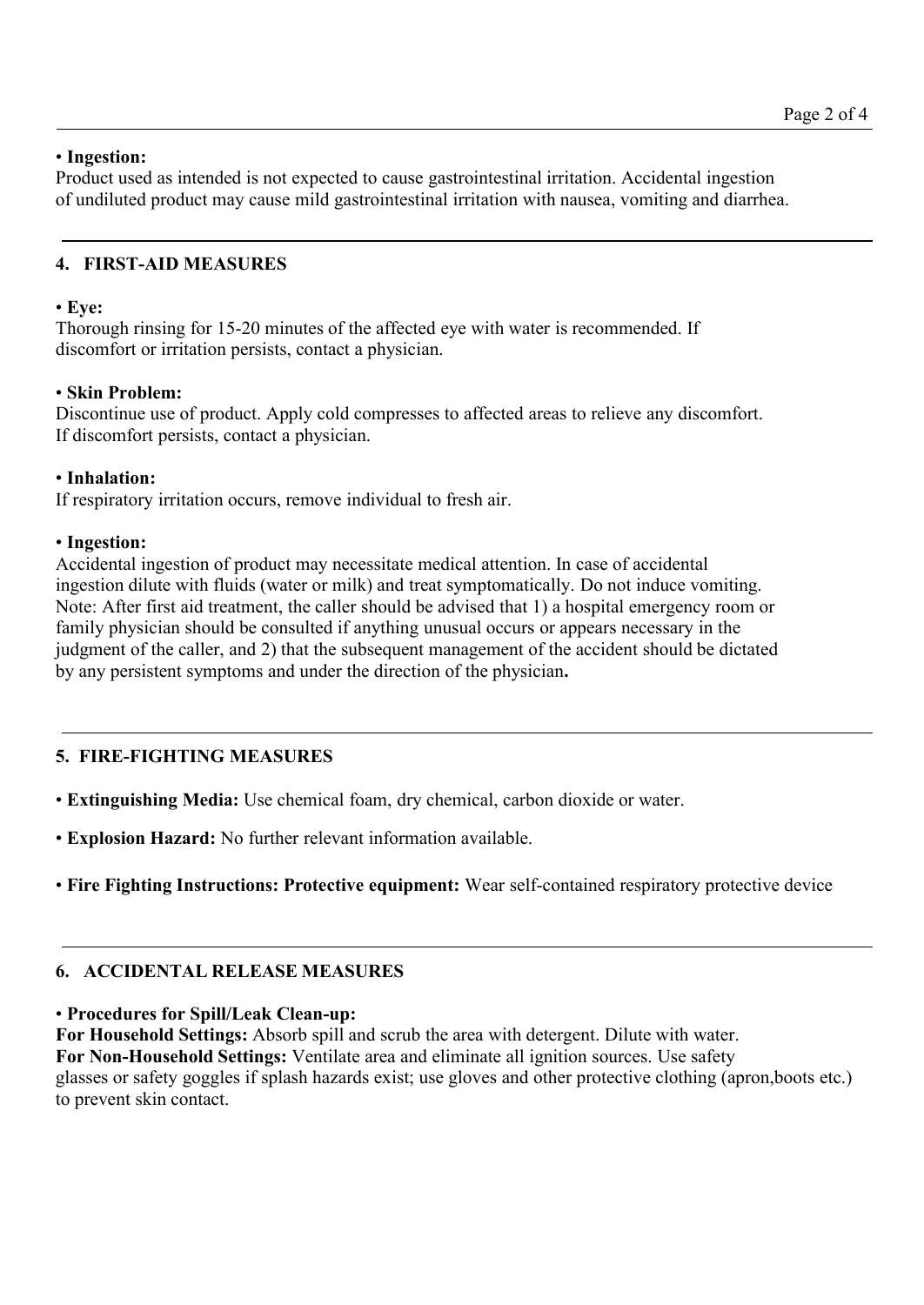• **Ingestion:**
Product used as intended is not expected to cause gastrointestinal irritation. Accidental ingestion of undiluted product may cause mild gastrointestinal irritation with nausea, vomiting and diarrhea.

## 4. FIRST-AID MEASURES

• **Eye:**
Thorough rinsing for 15-20 minutes of the affected eye with water is recommended. If discomfort or irritation persists, contact a physician.

• **Skin Problem:**
Discontinue use of product. Apply cold compresses to affected areas to relieve any discomfort. If discomfort persists, contact a physician.

• **Inhalation:**
If respiratory irritation occurs, remove individual to fresh air.

• **Ingestion:**
Accidental ingestion of product may necessitate medical attention. In case of accidental ingestion dilute with fluids (water or milk) and treat symptomatically. Do not induce vomiting. Note: After first aid treatment, the caller should be advised that 1) a hospital emergency room or family physician should be consulted if anything unusual occurs or appears necessary in the judgment of the caller, and 2) that the subsequent management of the accident should be dictated by any persistent symptoms and under the direction of the physician**.**

## 5. FIRE-FIGHTING MEASURES

• **Extinguishing Media:** Use chemical foam, dry chemical, carbon dioxide or water.

• **Explosion Hazard:** No further relevant information available.

• **Fire Fighting Instructions: Protective equipment:** Wear self-contained respiratory protective device

## 6. ACCIDENTAL RELEASE MEASURES

• **Procedures for Spill/Leak Clean-up:**
**For Household Settings:** Absorb spill and scrub the area with detergent. Dilute with water.
**For Non-Household Settings:** Ventilate area and eliminate all ignition sources. Use safety glasses or safety goggles if splash hazards exist; use gloves and other protective clothing (apron,boots etc.) to prevent skin contact.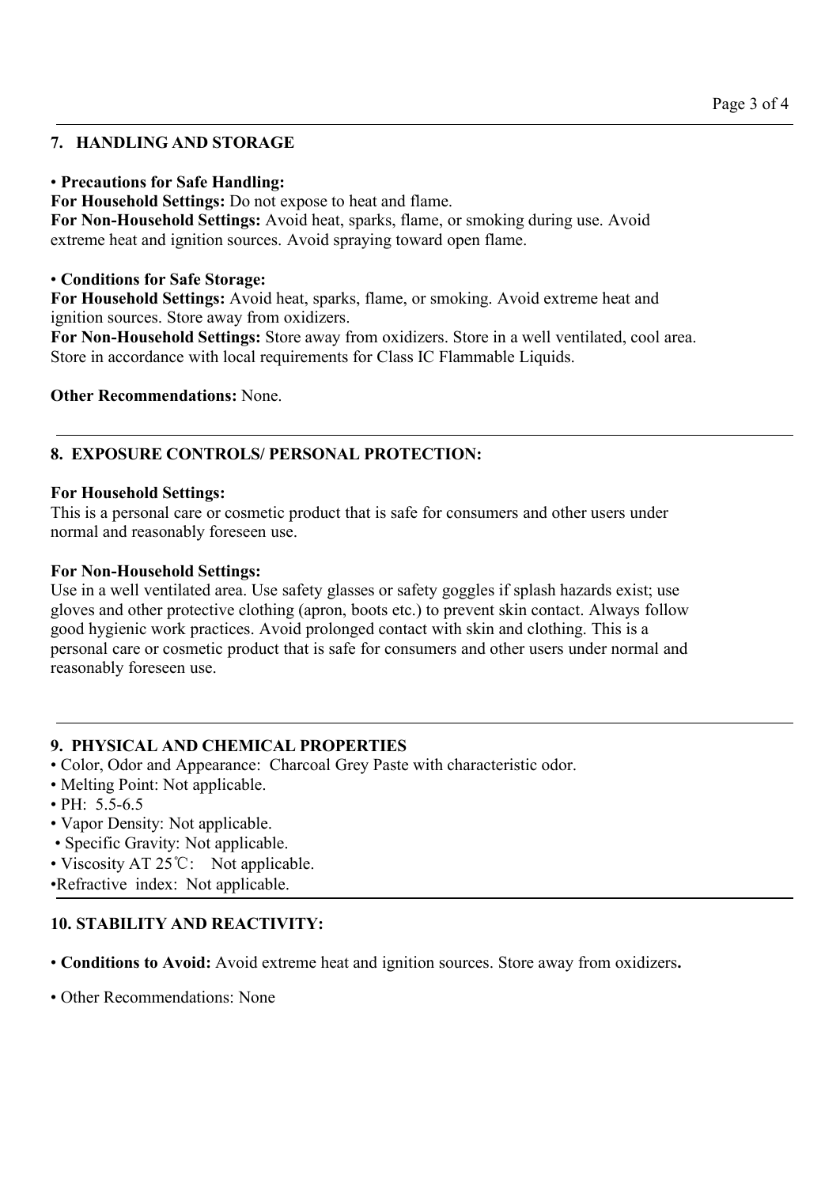## 7. HANDLING AND STORAGE

• **Precautions for Safe Handling:**
**For Household Settings:** Do not expose to heat and flame.
**For Non-Household Settings:** Avoid heat, sparks, flame, or smoking during use. Avoid extreme heat and ignition sources. Avoid spraying toward open flame.

• **Conditions for Safe Storage:**
**For Household Settings:** Avoid heat, sparks, flame, or smoking. Avoid extreme heat and ignition sources. Store away from oxidizers.
**For Non-Household Settings:** Store away from oxidizers. Store in a well ventilated, cool area. Store in accordance with local requirements for Class IC Flammable Liquids.

**Other Recommendations:** None.

## 8. EXPOSURE CONTROLS/ PERSONAL PROTECTION:

**For Household Settings:**
This is a personal care or cosmetic product that is safe for consumers and other users under normal and reasonably foreseen use.

**For Non-Household Settings:**
Use in a well ventilated area. Use safety glasses or safety goggles if splash hazards exist; use gloves and other protective clothing (apron, boots etc.) to prevent skin contact. Always follow good hygienic work practices. Avoid prolonged contact with skin and clothing. This is a personal care or cosmetic product that is safe for consumers and other users under normal and reasonably foreseen use.

## 9. PHYSICAL AND CHEMICAL PROPERTIES

- Color, Odor and Appearance: Charcoal Grey Paste with characteristic odor.
- Melting Point: Not applicable.
- PH: 5.5-6.5
- Vapor Density: Not applicable.
- Specific Gravity: Not applicable.
- Viscosity AT 25℃: Not applicable.
- Refractive index: Not applicable.

## 10. STABILITY AND REACTIVITY:

• **Conditions to Avoid:** Avoid extreme heat and ignition sources. Store away from oxidizers**.**

• Other Recommendations: None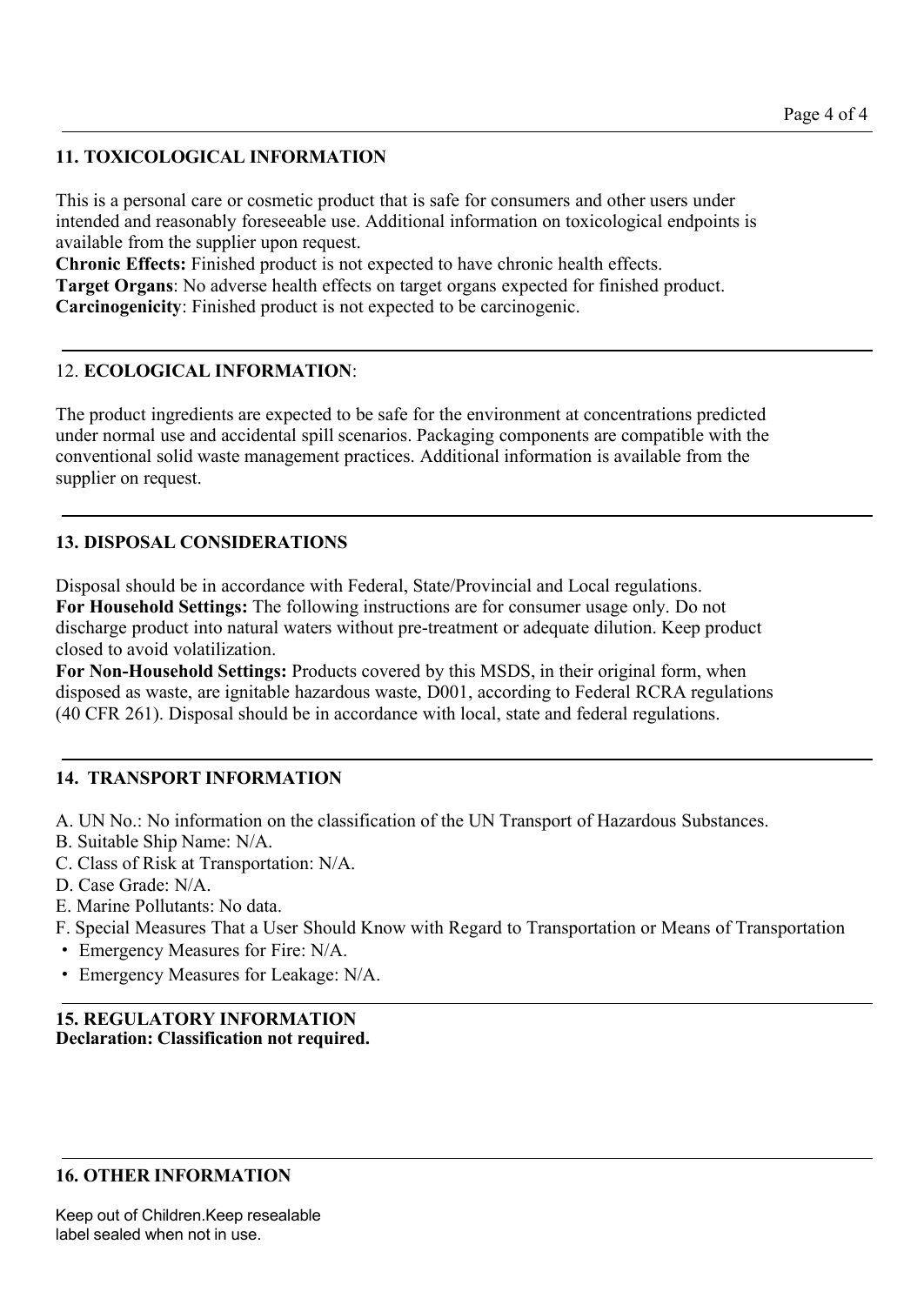## 11. TOXICOLOGICAL INFORMATION

This is a personal care or cosmetic product that is safe for consumers and other users under intended and reasonably foreseeable use. Additional information on toxicological endpoints is available from the supplier upon request.
**Chronic Effects:** Finished product is not expected to have chronic health effects.
**Target Organs**: No adverse health effects on target organs expected for finished product.
**Carcinogenicity**: Finished product is not expected to be carcinogenic.

## 12. **ECOLOGICAL INFORMATION**:

The product ingredients are expected to be safe for the environment at concentrations predicted under normal use and accidental spill scenarios. Packaging components are compatible with the conventional solid waste management practices. Additional information is available from the supplier on request.

## 13. DISPOSAL CONSIDERATIONS

Disposal should be in accordance with Federal, State/Provincial and Local regulations.
**For Household Settings:** The following instructions are for consumer usage only. Do not discharge product into natural waters without pre-treatment or adequate dilution. Keep product closed to avoid volatilization.
**For Non-Household Settings:** Products covered by this MSDS, in their original form, when disposed as waste, are ignitable hazardous waste, D001, according to Federal RCRA regulations (40 CFR 261). Disposal should be in accordance with local, state and federal regulations.

## 14. TRANSPORT INFORMATION

A. UN No.: No information on the classification of the UN Transport of Hazardous Substances.
B. Suitable Ship Name: N/A.
C. Class of Risk at Transportation: N/A.
D. Case Grade: N/A.
E. Marine Pollutants: No data.
F. Special Measures That a User Should Know with Regard to Transportation or Means of Transportation

- Emergency Measures for Fire: N/A.
- Emergency Measures for Leakage: N/A.

## 15. REGULATORY INFORMATION

**Declaration: Classification not required.**

## 16. OTHER INFORMATION

Keep out of Children.Keep resealable label sealed when not in use.